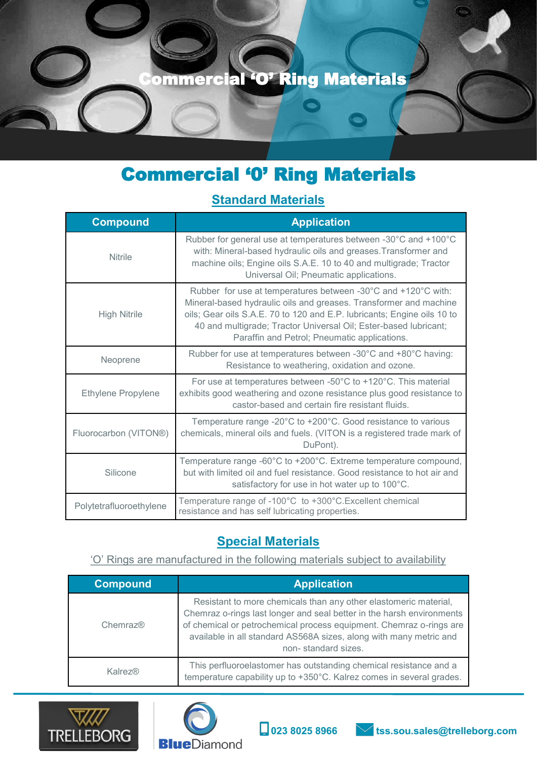# Commercial ‘O’ Ring Materials

## Standard Materials

| Compound | Application |
| --- | --- |
| Nitrile | Rubber for general use at temperatures between -30°C and +100°C with: Mineral-based hydraulic oils and greases.Transformer and machine oils; Engine oils S.A.E. 10 to 40 and multigrade; Tractor Universal Oil; Pneumatic applications. |
| High Nitrile | Rubber for use at temperatures between -30°C and +120°C with: Mineral-based hydraulic oils and greases. Transformer and machine oils; Gear oils S.A.E. 70 to 120 and E.P. lubricants; Engine oils 10 to 40 and multigrade; Tractor Universal Oil; Ester-based lubricant; Paraffin and Petrol; Pneumatic applications. |
| Neoprene | Rubber for use at temperatures between -30°C and +80°C having: Resistance to weathering, oxidation and ozone. |
| Ethylene Propylene | For use at temperatures between -50°C to +120°C. This material exhibits good weathering and ozone resistance plus good resistance to castor-based and certain fire resistant fluids. |
| Fluorocarbon (VITON®) | Temperature range -20°C to +200°C. Good resistance to various chemicals, mineral oils and fuels. (VITON is a registered trade mark of DuPont). |
| Silicone | Temperature range -60°C to +200°C. Extreme temperature compound, but with limited oil and fuel resistance. Good resistance to hot air and satisfactory for use in hot water up to 100°C. |
| Polytetrafluoroethylene | Temperature range of -100°C to +300°C.Excellent chemical resistance and has self lubricating properties. |

## Special Materials

‘O’ Rings are manufactured in the following materials subject to availability

| Compound | Application |
| --- | --- |
| Chemraz® | Resistant to more chemicals than any other elastomeric material, Chemraz o-rings last longer and seal better in the harsh environments of chemical or petrochemical process equipment. Chemraz o-rings are available in all standard AS568A sizes, along with many metric and non- standard sizes. |
| Kalrez® | This perfluoroelastomer has outstanding chemical resistance and a temperature capability up to +350°C. Kalrez comes in several grades. |

TRELLEBORG | BlueDiamond | 023 8025 8966 | tss.sou.sales@trelleborg.com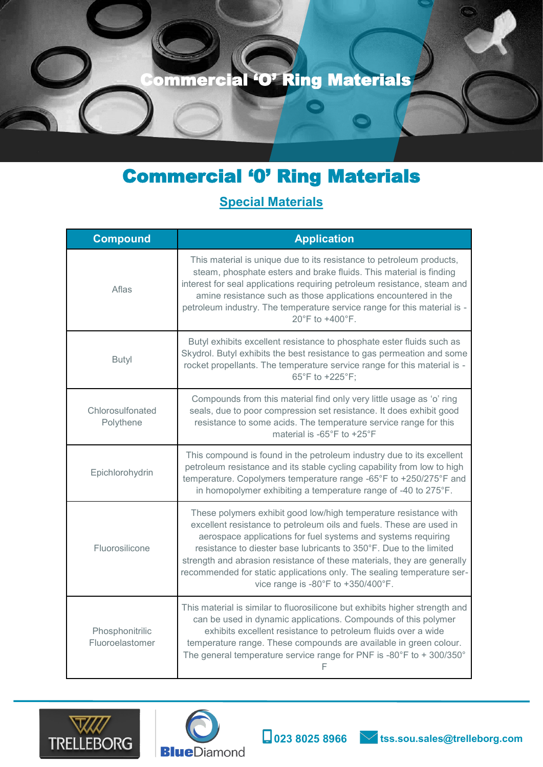# Commercial ‘O’ Ring Materials

## Special Materials

| Compound | Application |
| --- | --- |
| Aflas | This material is unique due to its resistance to petroleum products, steam, phosphate esters and brake fluids. This material is finding interest for seal applications requiring petroleum resistance, steam and amine resistance such as those applications encountered in the petroleum industry. The temperature service range for this material is -20°F to +400°F. |
| Butyl | Butyl exhibits excellent resistance to phosphate ester fluids such as Skydrol. Butyl exhibits the best resistance to gas permeation and some rocket propellants. The temperature service range for this material is -65°F to +225°F; |
| Chlorosulfonated Polythene | Compounds from this material find only very little usage as ‘o’ ring seals, due to poor compression set resistance. It does exhibit good resistance to some acids. The temperature service range for this material is -65°F to +25°F |
| Epichlorohydrin | This compound is found in the petroleum industry due to its excellent petroleum resistance and its stable cycling capability from low to high temperature. Copolymers temperature range -65°F to +250/275°F and in homopolymer exhibiting a temperature range of -40 to 275°F. |
| Fluorosilicone | These polymers exhibit good low/high temperature resistance with excellent resistance to petroleum oils and fuels. These are used in aerospace applications for fuel systems and systems requiring resistance to diester base lubricants to 350°F. Due to the limited strength and abrasion resistance of these materials, they are generally recommended for static applications only. The sealing temperature service range is -80°F to +350/400°F. |
| Phosphonitrilic Fluoroelastomer | This material is similar to fluorosilicone but exhibits higher strength and can be used in dynamic applications. Compounds of this polymer exhibits excellent resistance to petroleum fluids over a wide temperature range. These compounds are available in green colour. The general temperature service range for PNF is -80°F to + 300/350° F |

023 8025 8966 tss.sou.sales@trelleborg.com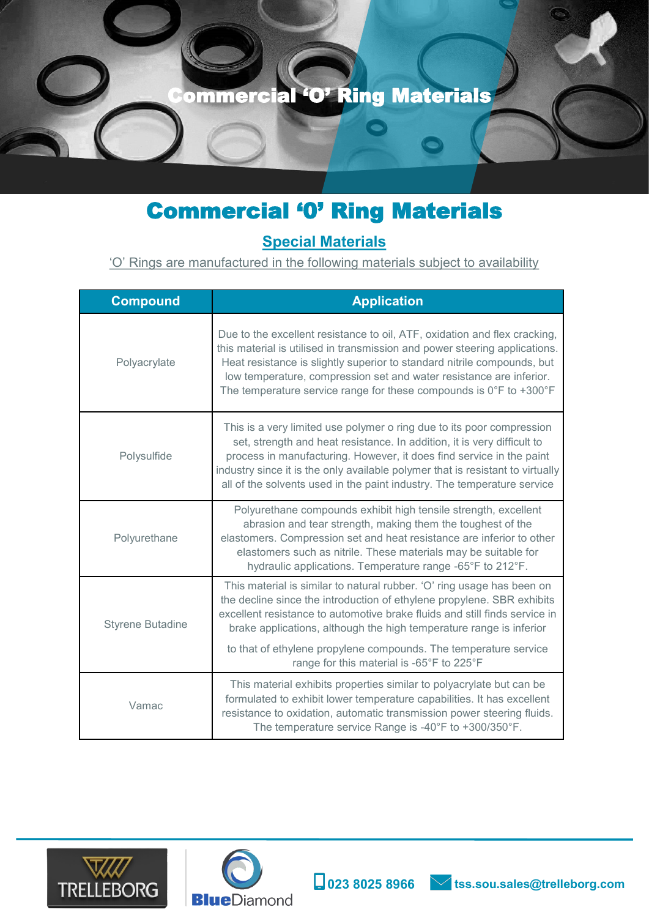# Commercial 'O' Ring Materials

## Special Materials

'O' Rings are manufactured in the following materials subject to availability

| Compound | Application |
|---|---|
| Polyacrylate | Due to the excellent resistance to oil, ATF, oxidation and flex cracking, this material is utilised in transmission and power steering applications. Heat resistance is slightly superior to standard nitrile compounds, but low temperature, compression set and water resistance are inferior. The temperature service range for these compounds is 0°F to +300°F |
| Polysulfide | This is a very limited use polymer o ring due to its poor compression set, strength and heat resistance. In addition, it is very difficult to process in manufacturing. However, it does find service in the paint industry since it is the only available polymer that is resistant to virtually all of the solvents used in the paint industry. The temperature service |
| Polyurethane | Polyurethane compounds exhibit high tensile strength, excellent abrasion and tear strength, making them the toughest of the elastomers. Compression set and heat resistance are inferior to other elastomers such as nitrile. These materials may be suitable for hydraulic applications. Temperature range -65°F to 212°F. |
| Styrene Butadine | This material is similar to natural rubber. 'O' ring usage has been on the decline since the introduction of ethylene propylene. SBR exhibits excellent resistance to automotive brake fluids and still finds service in brake applications, although the high temperature range is inferior to that of ethylene propylene compounds. The temperature service range for this material is -65°F to 225°F |
| Vamac | This material exhibits properties similar to polyacrylate but can be formulated to exhibit lower temperature capabilities. It has excellent resistance to oxidation, automatic transmission power steering fluids. The temperature service Range is -40°F to +300/350°F. |

TRELLEBORG BlueDiamond 023 8025 8966 tss.sou.sales@trelleborg.com